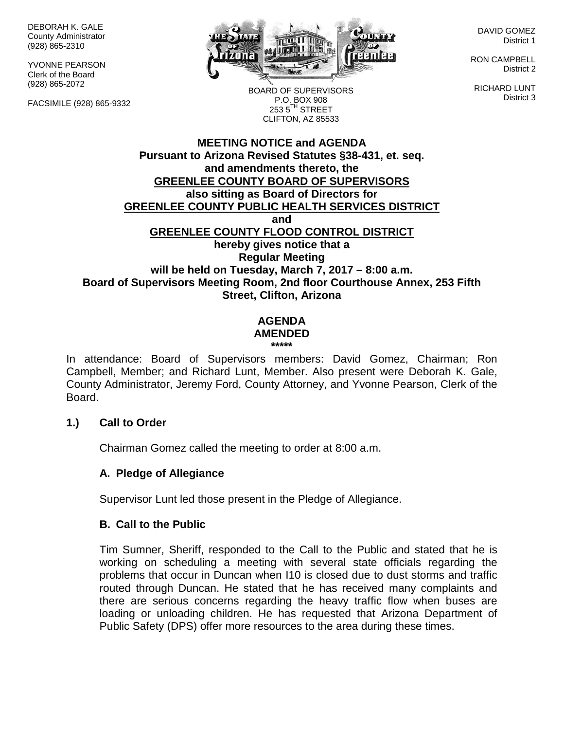DEBORAH K. GALE
County Administrator
(928) 865-2310

YVONNE PEARSON
Clerk of the Board
(928) 865-2072

FACSIMILE (928) 865-9332

BOARD OF SUPERVISORS
P.O. BOX 908
253 5TH STREET
CLIFTON, AZ 85533

DAVID GOMEZ
District 1

RON CAMPBELL
District 2

RICHARD LUNT
District 3

**MEETING NOTICE and AGENDA**
**Pursuant to Arizona Revised Statutes §38-431, et. seq.**
**and amendments thereto, the**
**GREENLEE COUNTY BOARD OF SUPERVISORS**
**also sitting as Board of Directors for**
**GREENLEE COUNTY PUBLIC HEALTH SERVICES DISTRICT**
**and**
**GREENLEE COUNTY FLOOD CONTROL DISTRICT**
**hereby gives notice that a**
**Regular Meeting**
**will be held on Tuesday, March 7, 2017 – 8:00 a.m.**
**Board of Supervisors Meeting Room, 2nd floor Courthouse Annex, 253 Fifth Street, Clifton, Arizona**

**AGENDA**
**AMENDED**
**\*\*\*\*\***

In attendance: Board of Supervisors members: David Gomez, Chairman; Ron Campbell, Member; and Richard Lunt, Member. Also present were Deborah K. Gale, County Administrator, Jeremy Ford, County Attorney, and Yvonne Pearson, Clerk of the Board.

## 1.) Call to Order

Chairman Gomez called the meeting to order at 8:00 a.m.

### A. Pledge of Allegiance

Supervisor Lunt led those present in the Pledge of Allegiance.

### B. Call to the Public

Tim Sumner, Sheriff, responded to the Call to the Public and stated that he is working on scheduling a meeting with several state officials regarding the problems that occur in Duncan when I10 is closed due to dust storms and traffic routed through Duncan. He stated that he has received many complaints and there are serious concerns regarding the heavy traffic flow when buses are loading or unloading children. He has requested that Arizona Department of Public Safety (DPS) offer more resources to the area during these times.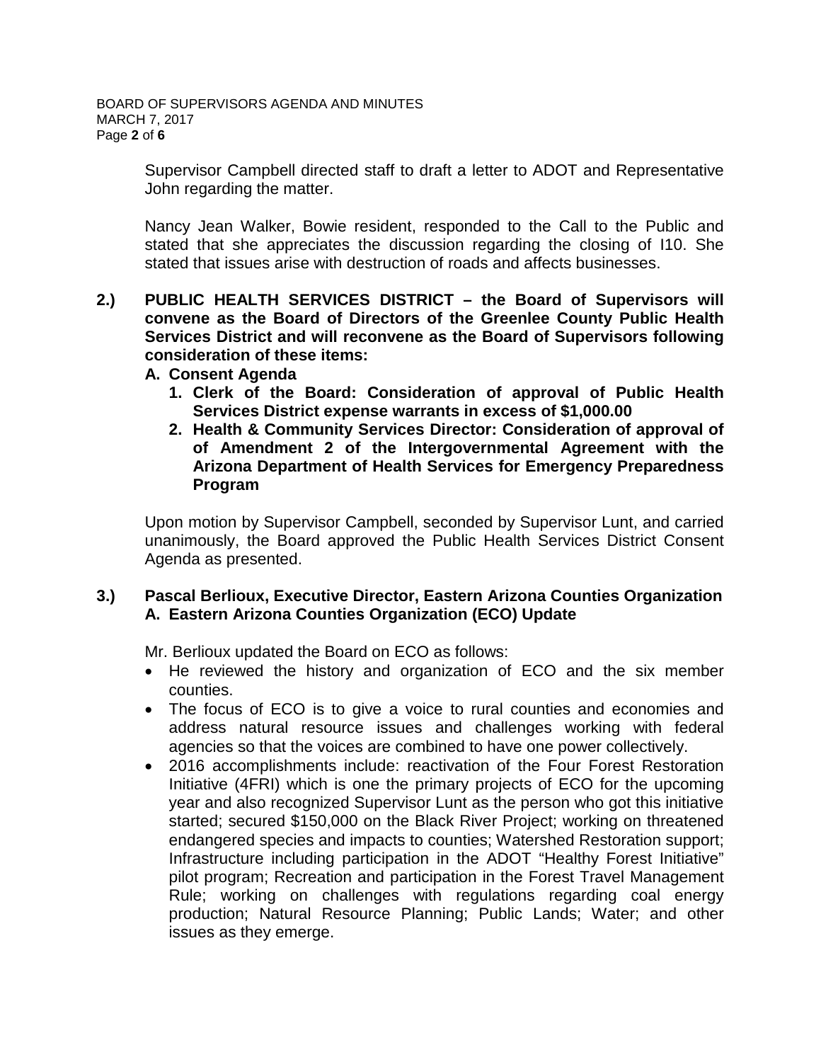Supervisor Campbell directed staff to draft a letter to ADOT and Representative John regarding the matter.

Nancy Jean Walker, Bowie resident, responded to the Call to the Public and stated that she appreciates the discussion regarding the closing of I10. She stated that issues arise with destruction of roads and affects businesses.

**2.) PUBLIC HEALTH SERVICES DISTRICT – the Board of Supervisors will convene as the Board of Directors of the Greenlee County Public Health Services District and will reconvene as the Board of Supervisors following consideration of these items:**

**A. Consent Agenda**

1. **Clerk of the Board: Consideration of approval of Public Health Services District expense warrants in excess of $1,000.00**
2. **Health & Community Services Director: Consideration of approval of of Amendment 2 of the Intergovernmental Agreement with the Arizona Department of Health Services for Emergency Preparedness Program**

Upon motion by Supervisor Campbell, seconded by Supervisor Lunt, and carried unanimously, the Board approved the Public Health Services District Consent Agenda as presented.

**3.) Pascal Berlioux, Executive Director, Eastern Arizona Counties Organization**
**A. Eastern Arizona Counties Organization (ECO) Update**

Mr. Berlioux updated the Board on ECO as follows:

- He reviewed the history and organization of ECO and the six member counties.
- The focus of ECO is to give a voice to rural counties and economies and address natural resource issues and challenges working with federal agencies so that the voices are combined to have one power collectively.
- 2016 accomplishments include: reactivation of the Four Forest Restoration Initiative (4FRI) which is one the primary projects of ECO for the upcoming year and also recognized Supervisor Lunt as the person who got this initiative started; secured $150,000 on the Black River Project; working on threatened endangered species and impacts to counties; Watershed Restoration support; Infrastructure including participation in the ADOT "Healthy Forest Initiative" pilot program; Recreation and participation in the Forest Travel Management Rule; working on challenges with regulations regarding coal energy production; Natural Resource Planning; Public Lands; Water; and other issues as they emerge.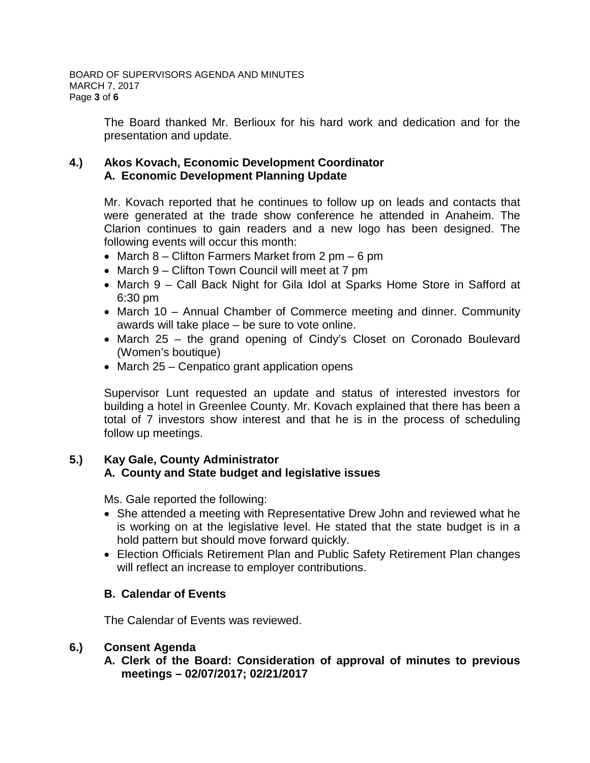The Board thanked Mr. Berlioux for his hard work and dedication and for the presentation and update.

### 4.) Akos Kovach, Economic Development Coordinator
### A. Economic Development Planning Update

Mr. Kovach reported that he continues to follow up on leads and contacts that were generated at the trade show conference he attended in Anaheim. The Clarion continues to gain readers and a new logo has been designed. The following events will occur this month:

- March 8 – Clifton Farmers Market from 2 pm – 6 pm
- March 9 – Clifton Town Council will meet at 7 pm
- March 9 – Call Back Night for Gila Idol at Sparks Home Store in Safford at 6:30 pm
- March 10 – Annual Chamber of Commerce meeting and dinner. Community awards will take place – be sure to vote online.
- March 25 – the grand opening of Cindy's Closet on Coronado Boulevard (Women's boutique)
- March 25 – Cenpatico grant application opens

Supervisor Lunt requested an update and status of interested investors for building a hotel in Greenlee County. Mr. Kovach explained that there has been a total of 7 investors show interest and that he is in the process of scheduling follow up meetings.

### 5.) Kay Gale, County Administrator
### A. County and State budget and legislative issues

Ms. Gale reported the following:

- She attended a meeting with Representative Drew John and reviewed what he is working on at the legislative level. He stated that the state budget is in a hold pattern but should move forward quickly.
- Election Officials Retirement Plan and Public Safety Retirement Plan changes will reflect an increase to employer contributions.

### B. Calendar of Events

The Calendar of Events was reviewed.

### 6.) Consent Agenda
### A. Clerk of the Board: Consideration of approval of minutes to previous meetings – 02/07/2017; 02/21/2017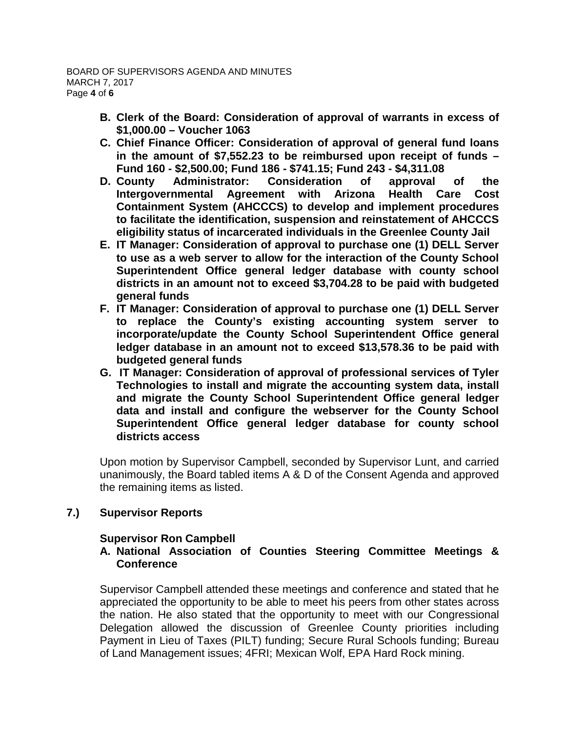- **B. Clerk of the Board: Consideration of approval of warrants in excess of $1,000.00 – Voucher 1063**
- **C. Chief Finance Officer: Consideration of approval of general fund loans in the amount of $7,552.23 to be reimbursed upon receipt of funds – Fund 160 - $2,500.00; Fund 186 - $741.15; Fund 243 - $4,311.08**
- **D. County Administrator: Consideration of approval of the Intergovernmental Agreement with Arizona Health Care Cost Containment System (AHCCCS) to develop and implement procedures to facilitate the identification, suspension and reinstatement of AHCCCS eligibility status of incarcerated individuals in the Greenlee County Jail**
- **E. IT Manager: Consideration of approval to purchase one (1) DELL Server to use as a web server to allow for the interaction of the County School Superintendent Office general ledger database with county school districts in an amount not to exceed $3,704.28 to be paid with budgeted general funds**
- **F. IT Manager: Consideration of approval to purchase one (1) DELL Server to replace the County's existing accounting system server to incorporate/update the County School Superintendent Office general ledger database in an amount not to exceed $13,578.36 to be paid with budgeted general funds**
- **G. IT Manager: Consideration of approval of professional services of Tyler Technologies to install and migrate the accounting system data, install and migrate the County School Superintendent Office general ledger data and install and configure the webserver for the County School Superintendent Office general ledger database for county school districts access**

Upon motion by Supervisor Campbell, seconded by Supervisor Lunt, and carried unanimously, the Board tabled items A & D of the Consent Agenda and approved the remaining items as listed.

## 7.) Supervisor Reports

**Supervisor Ron Campbell**

**A. National Association of Counties Steering Committee Meetings & Conference**

Supervisor Campbell attended these meetings and conference and stated that he appreciated the opportunity to be able to meet his peers from other states across the nation. He also stated that the opportunity to meet with our Congressional Delegation allowed the discussion of Greenlee County priorities including Payment in Lieu of Taxes (PILT) funding; Secure Rural Schools funding; Bureau of Land Management issues; 4FRI; Mexican Wolf, EPA Hard Rock mining.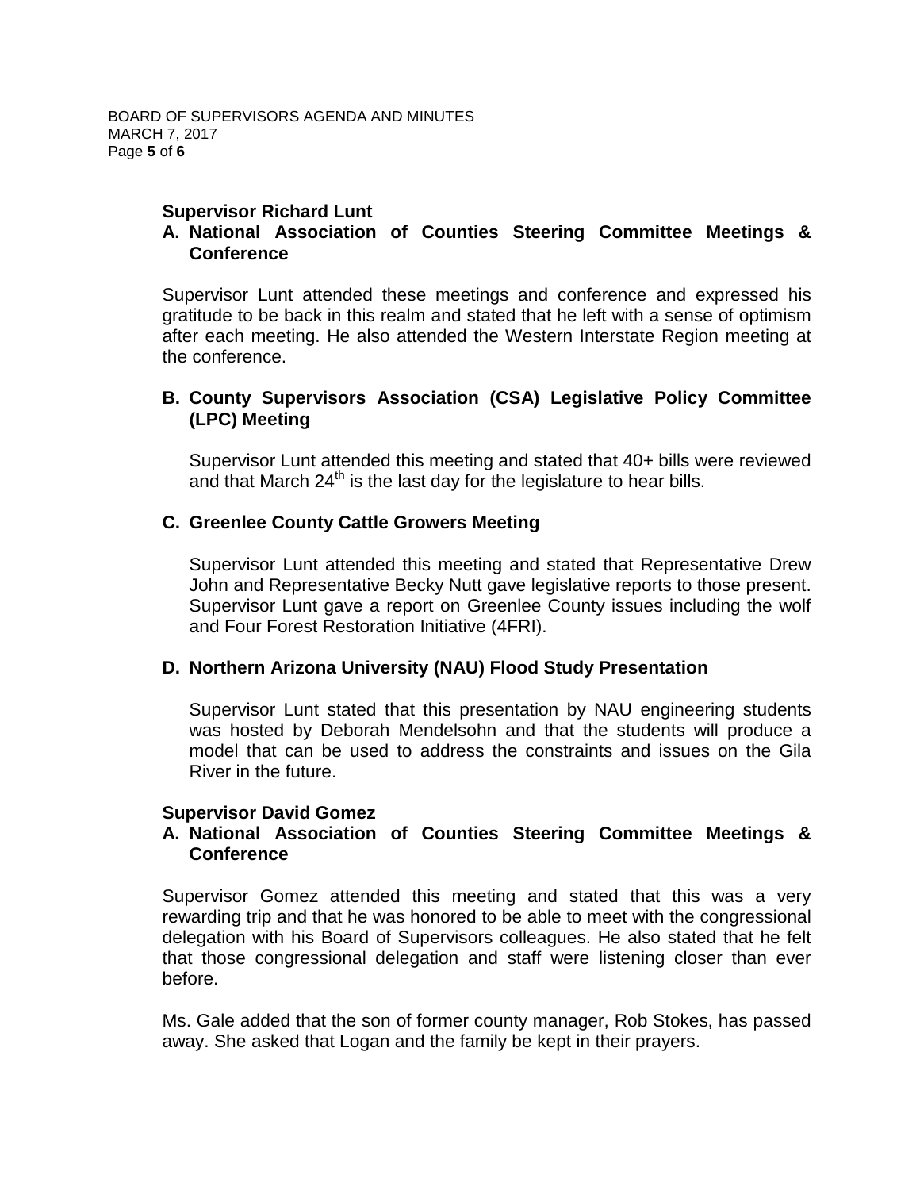**Supervisor Richard Lunt**

**A. National Association of Counties Steering Committee Meetings & Conference**

Supervisor Lunt attended these meetings and conference and expressed his gratitude to be back in this realm and stated that he left with a sense of optimism after each meeting. He also attended the Western Interstate Region meeting at the conference.

**B. County Supervisors Association (CSA) Legislative Policy Committee (LPC) Meeting**

Supervisor Lunt attended this meeting and stated that 40+ bills were reviewed and that March 24th is the last day for the legislature to hear bills.

**C. Greenlee County Cattle Growers Meeting**

Supervisor Lunt attended this meeting and stated that Representative Drew John and Representative Becky Nutt gave legislative reports to those present. Supervisor Lunt gave a report on Greenlee County issues including the wolf and Four Forest Restoration Initiative (4FRI).

**D. Northern Arizona University (NAU) Flood Study Presentation**

Supervisor Lunt stated that this presentation by NAU engineering students was hosted by Deborah Mendelsohn and that the students will produce a model that can be used to address the constraints and issues on the Gila River in the future.

**Supervisor David Gomez**

**A. National Association of Counties Steering Committee Meetings & Conference**

Supervisor Gomez attended this meeting and stated that this was a very rewarding trip and that he was honored to be able to meet with the congressional delegation with his Board of Supervisors colleagues. He also stated that he felt that those congressional delegation and staff were listening closer than ever before.

Ms. Gale added that the son of former county manager, Rob Stokes, has passed away. She asked that Logan and the family be kept in their prayers.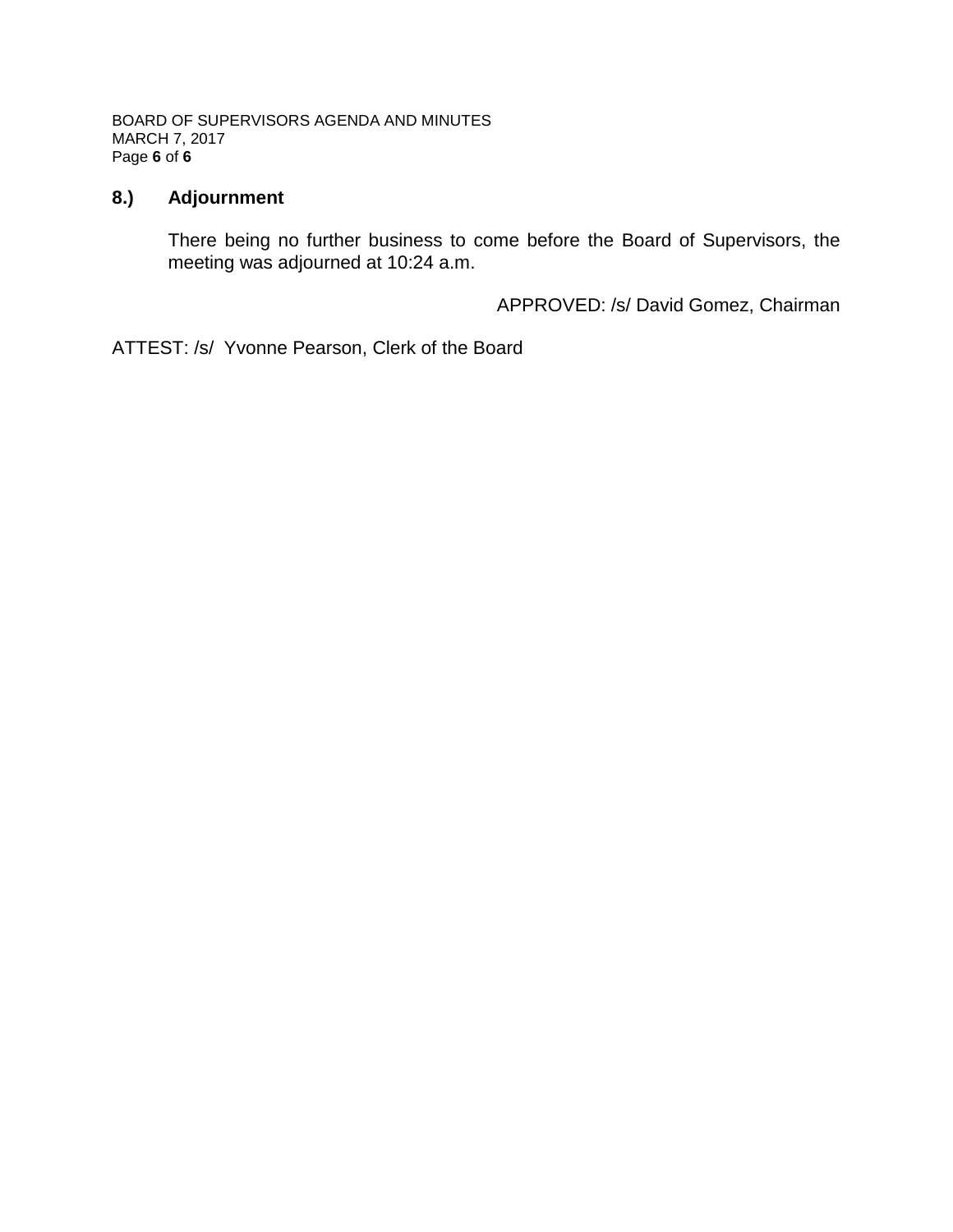## 8.) Adjournment

There being no further business to come before the Board of Supervisors, the meeting was adjourned at 10:24 a.m.

APPROVED: /s/ David Gomez, Chairman

ATTEST: /s/ Yvonne Pearson, Clerk of the Board